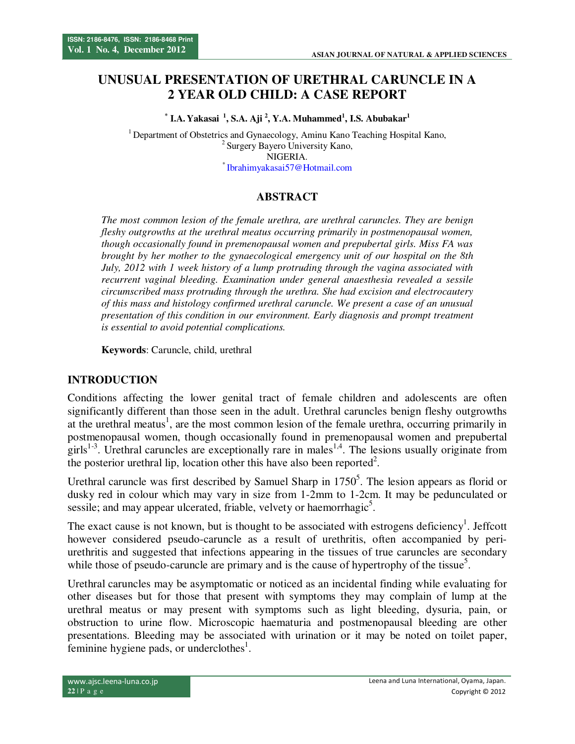# UNUSUAL PRESENTATION OF URETHRAL CARUNCLE IN A 2 YEAR OLD CHILD: A CASE REPORT

**[*] I.A. Yakasai [1], S.A. Aji [2], Y.A. Muhammed[1], I.S. Abubakar[1]**

[1] Department of Obstetrics and Gynaecology, Aminu Kano Teaching Hospital Kano,
[2] Surgery Bayero University Kano,
NIGERIA.
[*] Ibrahimyakasai57@Hotmail.com

## ABSTRACT

*The most common lesion of the female urethra, are urethral caruncles. They are benign fleshy outgrowths at the urethral meatus occurring primarily in postmenopausal women, though occasionally found in premenopausal women and prepubertal girls. Miss FA was brought by her mother to the gynaecological emergency unit of our hospital on the 8th July, 2012 with 1 week history of a lump protruding through the vagina associated with recurrent vaginal bleeding. Examination under general anaesthesia revealed a sessile circumscribed mass protruding through the urethra. She had excision and electrocautery of this mass and histology confirmed urethral caruncle. We present a case of an unusual presentation of this condition in our environment. Early diagnosis and prompt treatment is essential to avoid potential complications.*

**Keywords**: Caruncle, child, urethral

## INTRODUCTION

Conditions affecting the lower genital tract of female children and adolescents are often significantly different than those seen in the adult. Urethral caruncles benign fleshy outgrowths at the urethral meatus[1], are the most common lesion of the female urethra, occurring primarily in postmenopausal women, though occasionally found in premenopausal women and prepubertal girls[1-3]. Urethral caruncles are exceptionally rare in males[1,4]. The lesions usually originate from the posterior urethral lip, location other this have also been reported[2].

Urethral caruncle was first described by Samuel Sharp in 1750[5]. The lesion appears as florid or dusky red in colour which may vary in size from 1-2mm to 1-2cm. It may be pedunculated or sessile; and may appear ulcerated, friable, velvety or haemorrhagic[5].

The exact cause is not known, but is thought to be associated with estrogens deficiency[1]. Jeffcott however considered pseudo-caruncle as a result of urethritis, often accompanied by peri-urethritis and suggested that infections appearing in the tissues of true caruncles are secondary while those of pseudo-caruncle are primary and is the cause of hypertrophy of the tissue[5].

Urethral caruncles may be asymptomatic or noticed as an incidental finding while evaluating for other diseases but for those that present with symptoms they may complain of lump at the urethral meatus or may present with symptoms such as light bleeding, dysuria, pain, or obstruction to urine flow. Microscopic haematuria and postmenopausal bleeding are other presentations. Bleeding may be associated with urination or it may be noted on toilet paper, feminine hygiene pads, or underclothes[1].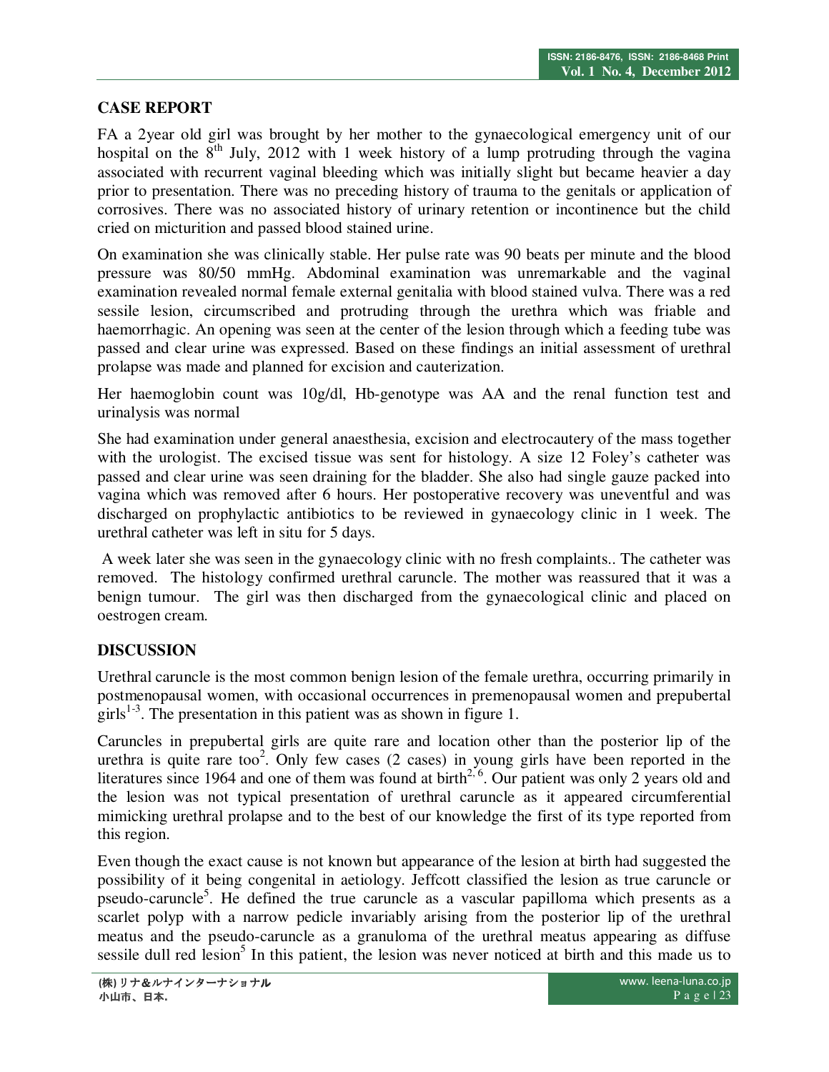## CASE REPORT

FA a 2year old girl was brought by her mother to the gynaecological emergency unit of our hospital on the 8th July, 2012 with 1 week history of a lump protruding through the vagina associated with recurrent vaginal bleeding which was initially slight but became heavier a day prior to presentation. There was no preceding history of trauma to the genitals or application of corrosives. There was no associated history of urinary retention or incontinence but the child cried on micturition and passed blood stained urine.

On examination she was clinically stable. Her pulse rate was 90 beats per minute and the blood pressure was 80/50 mmHg. Abdominal examination was unremarkable and the vaginal examination revealed normal female external genitalia with blood stained vulva. There was a red sessile lesion, circumscribed and protruding through the urethra which was friable and haemorrhagic. An opening was seen at the center of the lesion through which a feeding tube was passed and clear urine was expressed. Based on these findings an initial assessment of urethral prolapse was made and planned for excision and cauterization.

Her haemoglobin count was 10g/dl, Hb-genotype was AA and the renal function test and urinalysis was normal

She had examination under general anaesthesia, excision and electrocautery of the mass together with the urologist. The excised tissue was sent for histology. A size 12 Foley's catheter was passed and clear urine was seen draining for the bladder. She also had single gauze packed into vagina which was removed after 6 hours. Her postoperative recovery was uneventful and was discharged on prophylactic antibiotics to be reviewed in gynaecology clinic in 1 week. The urethral catheter was left in situ for 5 days.

A week later she was seen in the gynaecology clinic with no fresh complaints.. The catheter was removed. The histology confirmed urethral caruncle. The mother was reassured that it was a benign tumour. The girl was then discharged from the gynaecological clinic and placed on oestrogen cream.

## DISCUSSION

Urethral caruncle is the most common benign lesion of the female urethra, occurring primarily in postmenopausal women, with occasional occurrences in premenopausal women and prepubertal girls[1-3]. The presentation in this patient was as shown in figure 1.

Caruncles in prepubertal girls are quite rare and location other than the posterior lip of the urethra is quite rare too[2]. Only few cases (2 cases) in young girls have been reported in the literatures since 1964 and one of them was found at birth[2, 6]. Our patient was only 2 years old and the lesion was not typical presentation of urethral caruncle as it appeared circumferential mimicking urethral prolapse and to the best of our knowledge the first of its type reported from this region.

Even though the exact cause is not known but appearance of the lesion at birth had suggested the possibility of it being congenital in aetiology. Jeffcott classified the lesion as true caruncle or pseudo-caruncle[5]. He defined the true caruncle as a vascular papilloma which presents as a scarlet polyp with a narrow pedicle invariably arising from the posterior lip of the urethral meatus and the pseudo-caruncle as a granuloma of the urethral meatus appearing as diffuse sessile dull red lesion[5] In this patient, the lesion was never noticed at birth and this made us to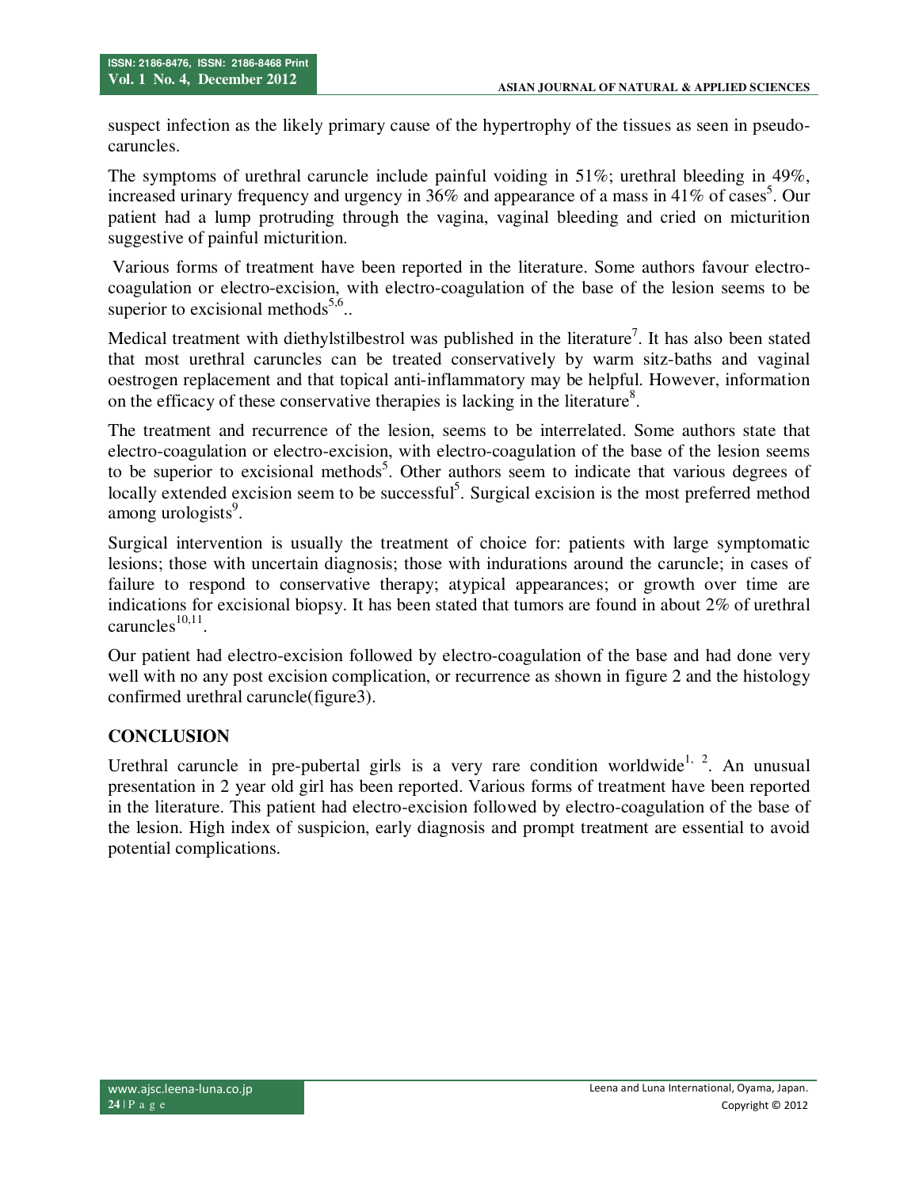suspect infection as the likely primary cause of the hypertrophy of the tissues as seen in pseudo-caruncles.

The symptoms of urethral caruncle include painful voiding in 51%; urethral bleeding in 49%, increased urinary frequency and urgency in 36% and appearance of a mass in 41% of cases[5]. Our patient had a lump protruding through the vagina, vaginal bleeding and cried on micturition suggestive of painful micturition.

Various forms of treatment have been reported in the literature. Some authors favour electro-coagulation or electro-excision, with electro-coagulation of the base of the lesion seems to be superior to excisional methods[5,6]..

Medical treatment with diethylstilbestrol was published in the literature[7]. It has also been stated that most urethral caruncles can be treated conservatively by warm sitz-baths and vaginal oestrogen replacement and that topical anti-inflammatory may be helpful. However, information on the efficacy of these conservative therapies is lacking in the literature[8].

The treatment and recurrence of the lesion, seems to be interrelated. Some authors state that electro-coagulation or electro-excision, with electro-coagulation of the base of the lesion seems to be superior to excisional methods[5]. Other authors seem to indicate that various degrees of locally extended excision seem to be successful[5]. Surgical excision is the most preferred method among urologists[9].

Surgical intervention is usually the treatment of choice for: patients with large symptomatic lesions; those with uncertain diagnosis; those with indurations around the caruncle; in cases of failure to respond to conservative therapy; atypical appearances; or growth over time are indications for excisional biopsy. It has been stated that tumors are found in about 2% of urethral caruncles[10,11].

Our patient had electro-excision followed by electro-coagulation of the base and had done very well with no any post excision complication, or recurrence as shown in figure 2 and the histology confirmed urethral caruncle(figure3).

## CONCLUSION

Urethral caruncle in pre-pubertal girls is a very rare condition worldwide[1, 2]. An unusual presentation in 2 year old girl has been reported. Various forms of treatment have been reported in the literature. This patient had electro-excision followed by electro-coagulation of the base of the lesion. High index of suspicion, early diagnosis and prompt treatment are essential to avoid potential complications.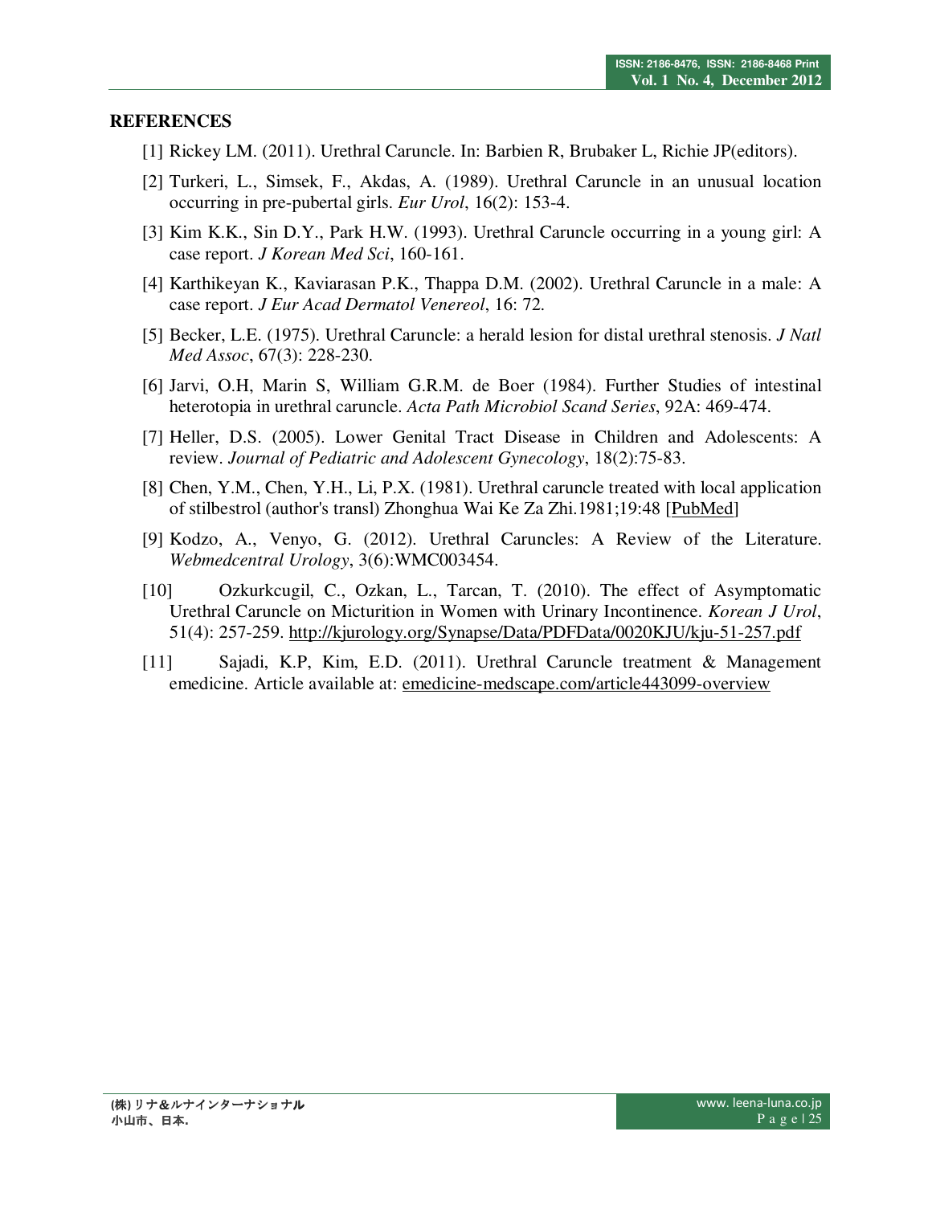**REFERENCES**

[1] Rickey LM. (2011). Urethral Caruncle. In: Barbien R, Brubaker L, Richie JP(editors).

[2] Turkeri, L., Simsek, F., Akdas, A. (1989). Urethral Caruncle in an unusual location occurring in pre-pubertal girls. *Eur Urol*, 16(2): 153-4.

[3] Kim K.K., Sin D.Y., Park H.W. (1993). Urethral Caruncle occurring in a young girl: A case report. *J Korean Med Sci*, 160-161.

[4] Karthikeyan K., Kaviarasan P.K., Thappa D.M. (2002). Urethral Caruncle in a male: A case report. *J Eur Acad Dermatol Venereol*, 16: 72.

[5] Becker, L.E. (1975). Urethral Caruncle: a herald lesion for distal urethral stenosis. *J Natl Med Assoc*, 67(3): 228-230.

[6] Jarvi, O.H, Marin S, William G.R.M. de Boer (1984). Further Studies of intestinal heterotopia in urethral caruncle. *Acta Path Microbiol Scand Series*, 92A: 469-474.

[7] Heller, D.S. (2005). Lower Genital Tract Disease in Children and Adolescents: A review. *Journal of Pediatric and Adolescent Gynecology*, 18(2):75-83.

[8] Chen, Y.M., Chen, Y.H., Li, P.X. (1981). Urethral caruncle treated with local application of stilbestrol (author's transl) Zhonghua Wai Ke Za Zhi.1981;19:48 [PubMed]

[9] Kodzo, A., Venyo, G. (2012). Urethral Caruncles: A Review of the Literature. *Webmedcentral Urology*, 3(6):WMC003454.

[10] Ozkurkcugil, C., Ozkan, L., Tarcan, T. (2010). The effect of Asymptomatic Urethral Caruncle on Micturition in Women with Urinary Incontinence. *Korean J Urol*, 51(4): 257-259. http://kjurology.org/Synapse/Data/PDFData/0020KJU/kju-51-257.pdf

[11] Sajadi, K.P, Kim, E.D. (2011). Urethral Caruncle treatment & Management emedicine. Article available at: emedicine-medscape.com/article443099-overview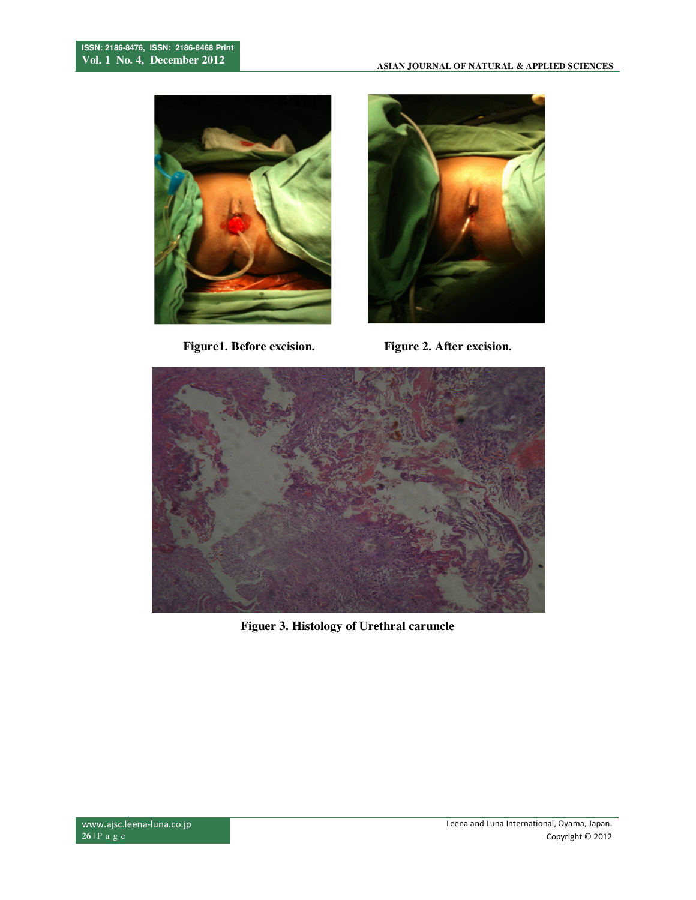Figure1. Before excision.

Figure 2. After excision.

Figuer 3. Histology of Urethral caruncle